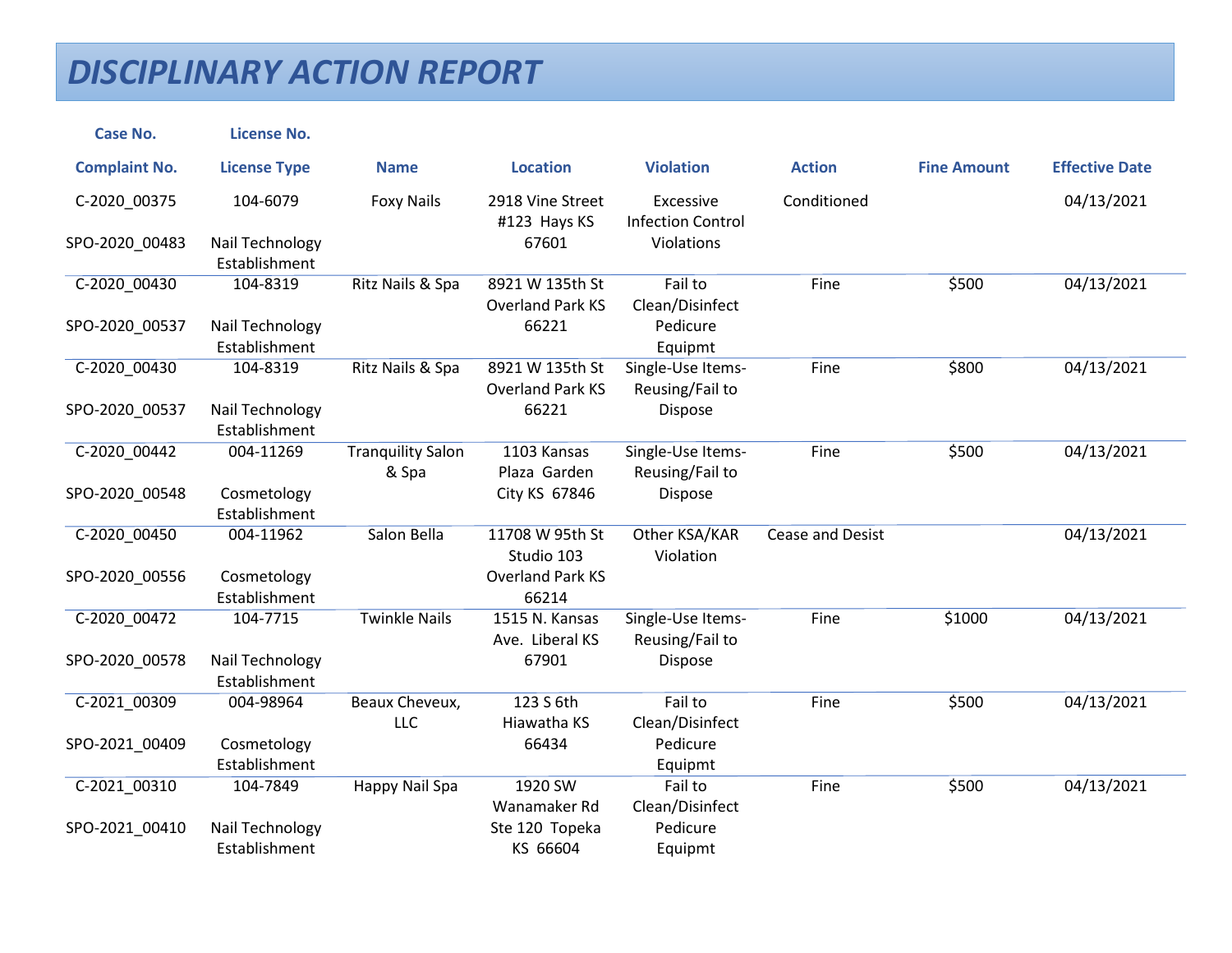# DISCIPLINARY ACTION REPORT

| Case No. / Complaint No. | License No. / License Type | Name | Location | Violation | Action | Fine Amount | Effective Date |
|---|---|---|---|---|---|---|---|
| C-2020_00375 / SPO-2020_00483 | 104-6079 / Nail Technology Establishment | Foxy Nails | 2918 Vine Street #123 Hays KS 67601 | Excessive Infection Control Violations | Conditioned | | 04/13/2021 |
| C-2020_00430 / SPO-2020_00537 | 104-8319 / Nail Technology Establishment | Ritz Nails & Spa | 8921 W 135th St Overland Park KS 66221 | Fail to Clean/Disinfect Pedicure Equipmt | Fine | $500 | 04/13/2021 |
| C-2020_00430 / SPO-2020_00537 | 104-8319 / Nail Technology Establishment | Ritz Nails & Spa | 8921 W 135th St Overland Park KS 66221 | Single-Use Items-Reusing/Fail to Dispose | Fine | $800 | 04/13/2021 |
| C-2020_00442 / SPO-2020_00548 | 004-11269 / Cosmetology Establishment | Tranquility Salon & Spa | 1103 Kansas Plaza Garden City KS 67846 | Single-Use Items-Reusing/Fail to Dispose | Fine | $500 | 04/13/2021 |
| C-2020_00450 / SPO-2020_00556 | 004-11962 / Cosmetology Establishment | Salon Bella | 11708 W 95th St Studio 103 Overland Park KS 66214 | Other KSA/KAR Violation | Cease and Desist | | 04/13/2021 |
| C-2020_00472 / SPO-2020_00578 | 104-7715 / Nail Technology Establishment | Twinkle Nails | 1515 N. Kansas Ave. Liberal KS 67901 | Single-Use Items-Reusing/Fail to Dispose | Fine | $1000 | 04/13/2021 |
| C-2021_00309 / SPO-2021_00409 | 004-98964 / Cosmetology Establishment | Beaux Cheveux, LLC | 123 S 6th Hiawatha KS 66434 | Fail to Clean/Disinfect Pedicure Equipmt | Fine | $500 | 04/13/2021 |
| C-2021_00310 / SPO-2021_00410 | 104-7849 / Nail Technology Establishment | Happy Nail Spa | 1920 SW Wanamaker Rd Ste 120 Topeka KS 66604 | Fail to Clean/Disinfect Pedicure Equipmt | Fine | $500 | 04/13/2021 |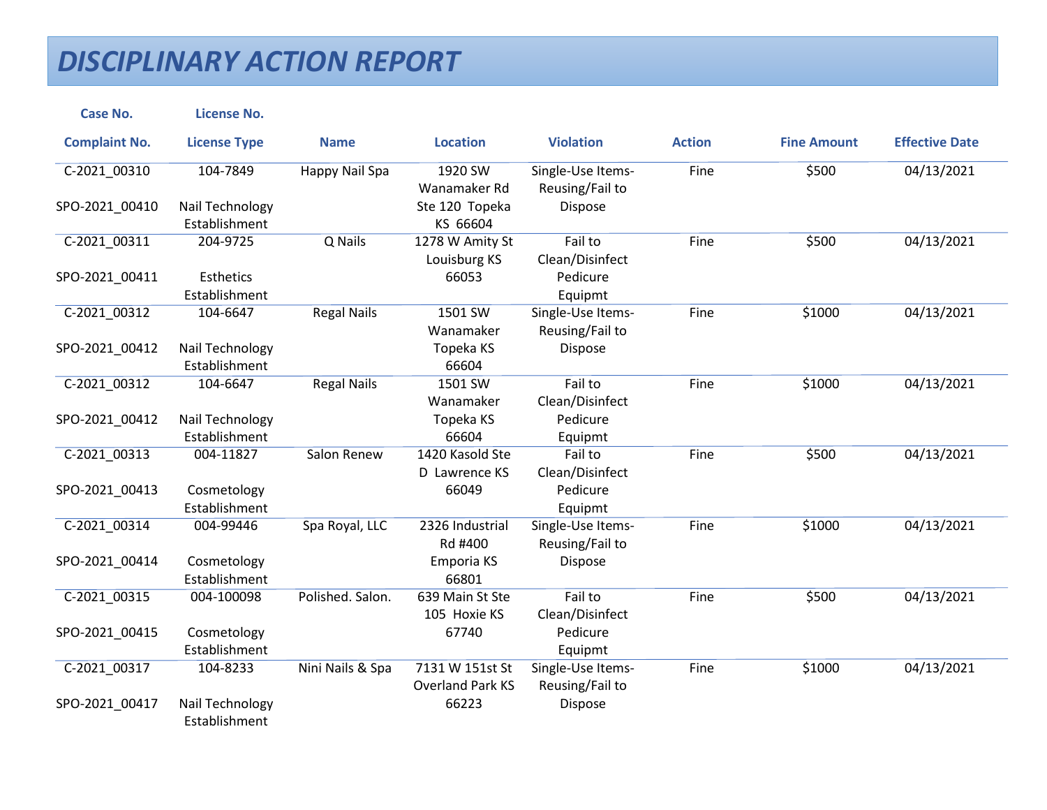# DISCIPLINARY ACTION REPORT

| Case No. / Complaint No. | License No. / License Type | Name | Location | Violation | Action | Fine Amount | Effective Date |
|---|---|---|---|---|---|---|---|
| C-2021_00310 / SPO-2021_00410 | 104-7849 / Nail Technology Establishment | Happy Nail Spa | 1920 SW Wanamaker Rd Ste 120 Topeka KS 66604 | Single-Use Items-Reusing/Fail to Dispose | Fine | $500 | 04/13/2021 |
| C-2021_00311 / SPO-2021_00411 | 204-9725 / Esthetics Establishment | Q Nails | 1278 W Amity St Louisburg KS 66053 | Fail to Clean/Disinfect Pedicure Equipmt | Fine | $500 | 04/13/2021 |
| C-2021_00312 / SPO-2021_00412 | 104-6647 / Nail Technology Establishment | Regal Nails | 1501 SW Wanamaker Topeka KS 66604 | Single-Use Items-Reusing/Fail to Dispose | Fine | $1000 | 04/13/2021 |
| C-2021_00312 / SPO-2021_00412 | 104-6647 / Nail Technology Establishment | Regal Nails | 1501 SW Wanamaker Topeka KS 66604 | Fail to Clean/Disinfect Pedicure Equipmt | Fine | $1000 | 04/13/2021 |
| C-2021_00313 / SPO-2021_00413 | 004-11827 / Cosmetology Establishment | Salon Renew | 1420 Kasold Ste D Lawrence KS 66049 | Fail to Clean/Disinfect Pedicure Equipmt | Fine | $500 | 04/13/2021 |
| C-2021_00314 / SPO-2021_00414 | 004-99446 / Cosmetology Establishment | Spa Royal, LLC | 2326 Industrial Rd #400 Emporia KS 66801 | Single-Use Items-Reusing/Fail to Dispose | Fine | $1000 | 04/13/2021 |
| C-2021_00315 / SPO-2021_00415 | 004-100098 / Cosmetology Establishment | Polished. Salon. | 639 Main St Ste 105 Hoxie KS 67740 | Fail to Clean/Disinfect Pedicure Equipmt | Fine | $500 | 04/13/2021 |
| C-2021_00317 / SPO-2021_00417 | 104-8233 / Nail Technology Establishment | Nini Nails & Spa | 7131 W 151st St Overland Park KS 66223 | Single-Use Items-Reusing/Fail to Dispose | Fine | $1000 | 04/13/2021 |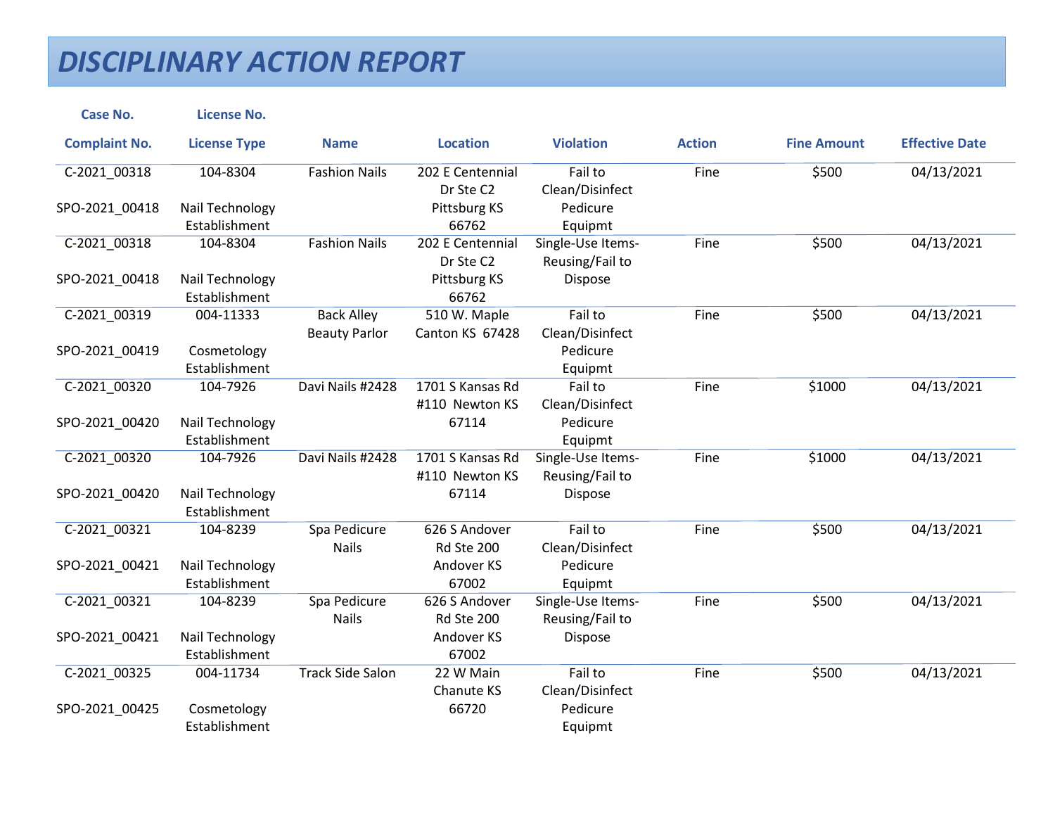# DISCIPLINARY ACTION REPORT

| Case No.<br>Complaint No. | License No.<br>License Type | Name | Location | Violation | Action | Fine Amount | Effective Date |
|---|---|---|---|---|---|---|---|
| C-2021_00318<br>SPO-2021_00418 | 104-8304<br>Nail Technology Establishment | Fashion Nails | 202 E Centennial Dr Ste C2 Pittsburg KS 66762 | Fail to Clean/Disinfect Pedicure Equipmt | Fine | $500 | 04/13/2021 |
| C-2021_00318<br>SPO-2021_00418 | 104-8304<br>Nail Technology Establishment | Fashion Nails | 202 E Centennial Dr Ste C2 Pittsburg KS 66762 | Single-Use Items-Reusing/Fail to Dispose | Fine | $500 | 04/13/2021 |
| C-2021_00319<br>SPO-2021_00419 | 004-11333<br>Cosmetology Establishment | Back Alley Beauty Parlor | 510 W. Maple Canton KS 67428 | Fail to Clean/Disinfect Pedicure Equipmt | Fine | $500 | 04/13/2021 |
| C-2021_00320<br>SPO-2021_00420 | 104-7926<br>Nail Technology Establishment | Davi Nails #2428 | 1701 S Kansas Rd #110 Newton KS 67114 | Fail to Clean/Disinfect Pedicure Equipmt | Fine | $1000 | 04/13/2021 |
| C-2021_00320<br>SPO-2021_00420 | 104-7926<br>Nail Technology Establishment | Davi Nails #2428 | 1701 S Kansas Rd #110 Newton KS 67114 | Single-Use Items-Reusing/Fail to Dispose | Fine | $1000 | 04/13/2021 |
| C-2021_00321<br>SPO-2021_00421 | 104-8239<br>Nail Technology Establishment | Spa Pedicure Nails | 626 S Andover Rd Ste 200 Andover KS 67002 | Fail to Clean/Disinfect Pedicure Equipmt | Fine | $500 | 04/13/2021 |
| C-2021_00321<br>SPO-2021_00421 | 104-8239<br>Nail Technology Establishment | Spa Pedicure Nails | 626 S Andover Rd Ste 200 Andover KS 67002 | Single-Use Items-Reusing/Fail to Dispose | Fine | $500 | 04/13/2021 |
| C-2021_00325<br>SPO-2021_00425 | 004-11734<br>Cosmetology Establishment | Track Side Salon | 22 W Main Chanute KS 66720 | Fail to Clean/Disinfect Pedicure Equipmt | Fine | $500 | 04/13/2021 |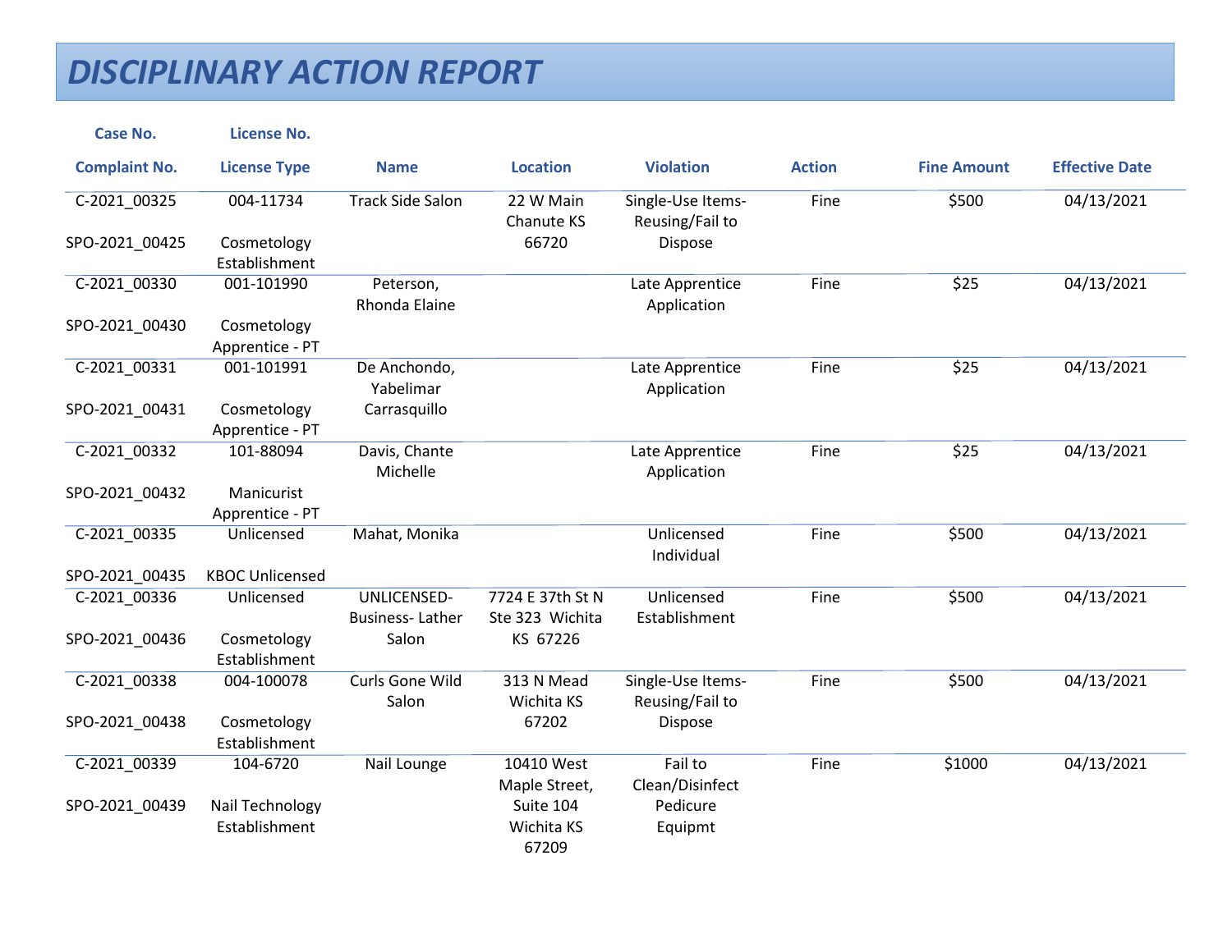# DISCIPLINARY ACTION REPORT

| Case No. / Complaint No. | License No. / License Type | Name | Location | Violation | Action | Fine Amount | Effective Date |
|---|---|---|---|---|---|---|---|
| C-2021_00325<br>SPO-2021_00425 | 004-11734<br>Cosmetology Establishment | Track Side Salon | 22 W Main Chanute KS 66720 | Single-Use Items-Reusing/Fail to Dispose | Fine | $500 | 04/13/2021 |
| C-2021_00330<br>SPO-2021_00430 | 001-101990<br>Cosmetology Apprentice - PT | Peterson, Rhonda Elaine | | Late Apprentice Application | Fine | $25 | 04/13/2021 |
| C-2021_00331<br>SPO-2021_00431 | 001-101991<br>Cosmetology Apprentice - PT | De Anchondo, Yabelimar Carrasquillo | | Late Apprentice Application | Fine | $25 | 04/13/2021 |
| C-2021_00332<br>SPO-2021_00432 | 101-88094<br>Manicurist Apprentice - PT | Davis, Chante Michelle | | Late Apprentice Application | Fine | $25 | 04/13/2021 |
| C-2021_00335<br>SPO-2021_00435 | Unlicensed<br>KBOC Unlicensed | Mahat, Monika | | Unlicensed Individual | Fine | $500 | 04/13/2021 |
| C-2021_00336<br>SPO-2021_00436 | Unlicensed<br>Cosmetology Establishment | UNLICENSED-Business- Lather Salon | 7724 E 37th St N Ste 323 Wichita KS 67226 | Unlicensed Establishment | Fine | $500 | 04/13/2021 |
| C-2021_00338<br>SPO-2021_00438 | 004-100078<br>Cosmetology Establishment | Curls Gone Wild Salon | 313 N Mead Wichita KS 67202 | Single-Use Items-Reusing/Fail to Dispose | Fine | $500 | 04/13/2021 |
| C-2021_00339<br>SPO-2021_00439 | 104-6720<br>Nail Technology Establishment | Nail Lounge | 10410 West Maple Street, Suite 104 Wichita KS 67209 | Fail to Clean/Disinfect Pedicure Equipmt | Fine | $1000 | 04/13/2021 |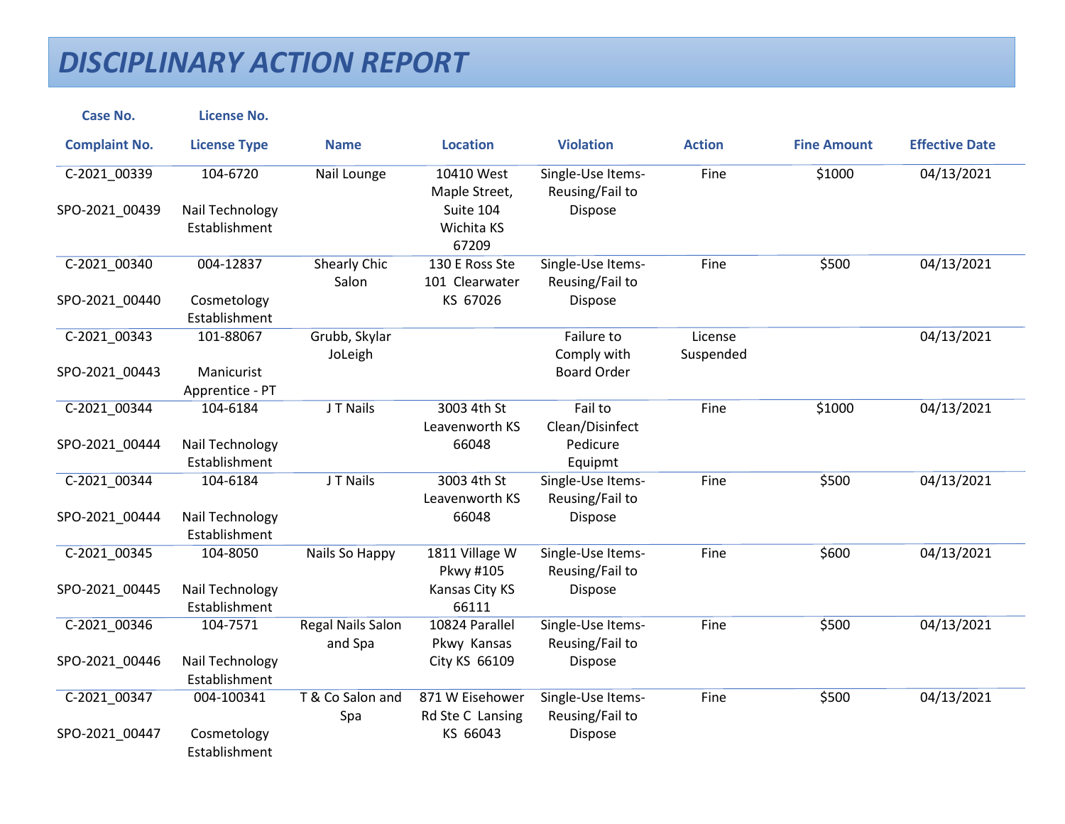# DISCIPLINARY ACTION REPORT

| Case No.<br>Complaint No. | License No.<br>License Type | Name | Location | Violation | Action | Fine Amount | Effective Date |
|---|---|---|---|---|---|---|---|
| C-2021_00339<br>SPO-2021_00439 | 104-6720<br>Nail Technology Establishment | Nail Lounge | 10410 West Maple Street, Suite 104 Wichita KS 67209 | Single-Use Items-Reusing/Fail to Dispose | Fine | $1000 | 04/13/2021 |
| C-2021_00340<br>SPO-2021_00440 | 004-12837<br>Cosmetology Establishment | Shearly Chic Salon | 130 E Ross Ste 101 Clearwater KS 67026 | Single-Use Items-Reusing/Fail to Dispose | Fine | $500 | 04/13/2021 |
| C-2021_00343<br>SPO-2021_00443 | 101-88067<br>Manicurist Apprentice - PT | Grubb, Skylar JoLeigh | | Failure to Comply with Board Order | License Suspended | | 04/13/2021 |
| C-2021_00344<br>SPO-2021_00444 | 104-6184<br>Nail Technology Establishment | J T Nails | 3003 4th St Leavenworth KS 66048 | Fail to Clean/Disinfect Pedicure Equipmt | Fine | $1000 | 04/13/2021 |
| C-2021_00344<br>SPO-2021_00444 | 104-6184<br>Nail Technology Establishment | J T Nails | 3003 4th St Leavenworth KS 66048 | Single-Use Items-Reusing/Fail to Dispose | Fine | $500 | 04/13/2021 |
| C-2021_00345<br>SPO-2021_00445 | 104-8050<br>Nail Technology Establishment | Nails So Happy | 1811 Village W Pkwy #105 Kansas City KS 66111 | Single-Use Items-Reusing/Fail to Dispose | Fine | $600 | 04/13/2021 |
| C-2021_00346<br>SPO-2021_00446 | 104-7571<br>Nail Technology Establishment | Regal Nails Salon and Spa | 10824 Parallel Pkwy Kansas City KS 66109 | Single-Use Items-Reusing/Fail to Dispose | Fine | $500 | 04/13/2021 |
| C-2021_00347<br>SPO-2021_00447 | 004-100341<br>Cosmetology Establishment | T & Co Salon and Spa | 871 W Eisehower Rd Ste C Lansing KS 66043 | Single-Use Items-Reusing/Fail to Dispose | Fine | $500 | 04/13/2021 |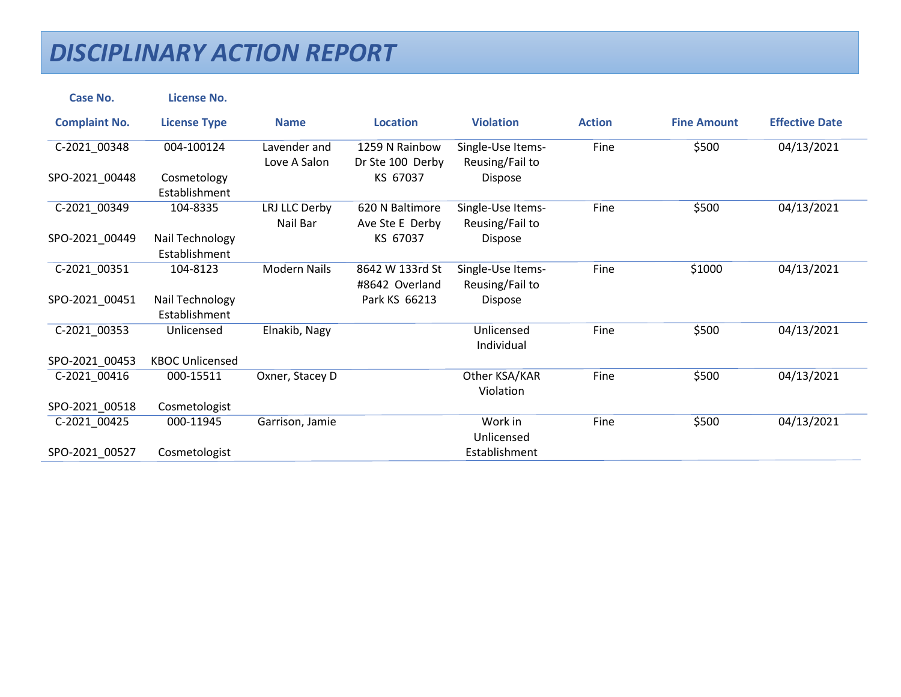# DISCIPLINARY ACTION REPORT

| Case No.<br>Complaint No. | License No.<br>License Type | Name | Location | Violation | Action | Fine Amount | Effective Date |
|---|---|---|---|---|---|---|---|
| C-2021_00348<br>SPO-2021_00448 | 004-100124<br>Cosmetology Establishment | Lavender and Love A Salon | 1259 N Rainbow Dr Ste 100 Derby KS 67037 | Single-Use Items-Reusing/Fail to Dispose | Fine | $500 | 04/13/2021 |
| C-2021_00349<br>SPO-2021_00449 | 104-8335<br>Nail Technology Establishment | LRJ LLC Derby Nail Bar | 620 N Baltimore Ave Ste E Derby KS 67037 | Single-Use Items-Reusing/Fail to Dispose | Fine | $500 | 04/13/2021 |
| C-2021_00351<br>SPO-2021_00451 | 104-8123<br>Nail Technology Establishment | Modern Nails | 8642 W 133rd St #8642 Overland Park KS 66213 | Single-Use Items-Reusing/Fail to Dispose | Fine | $1000 | 04/13/2021 |
| C-2021_00353<br>SPO-2021_00453 | Unlicensed<br>KBOC Unlicensed | Elnakib, Nagy | | Unlicensed Individual | Fine | $500 | 04/13/2021 |
| C-2021_00416<br>SPO-2021_00518 | 000-15511<br>Cosmetologist | Oxner, Stacey D | | Other KSA/KAR Violation | Fine | $500 | 04/13/2021 |
| C-2021_00425<br>SPO-2021_00527 | 000-11945<br>Cosmetologist | Garrison, Jamie | | Work in Unlicensed Establishment | Fine | $500 | 04/13/2021 |